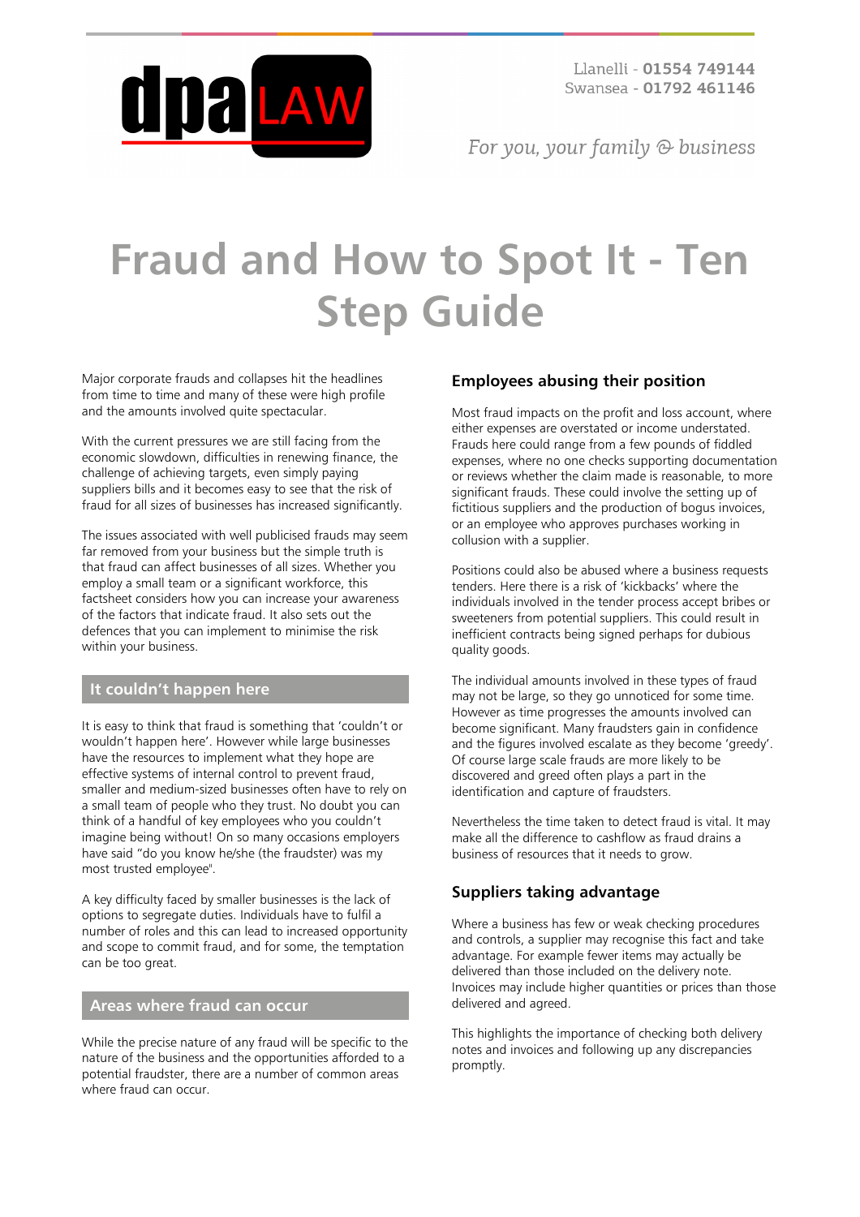# Fraud and How to Spot It - Ten Step Guide

Major corporate frauds and collapses hit the headlines from time to time and many of these were high profile and the amounts involved quite spectacular.

With the current pressures we are still facing from the economic slowdown, difficulties in renewing finance, the challenge of achieving targets, even simply paying suppliers bills and it becomes easy to see that the risk of fraud for all sizes of businesses has increased significantly.

The issues associated with well publicised frauds may seem far removed from your business but the simple truth is that fraud can affect businesses of all sizes. Whether you employ a small team or a significant workforce, this factsheet considers how you can increase your awareness of the factors that indicate fraud. It also sets out the defences that you can implement to minimise the risk within your business.

## It couldn't happen here

It is easy to think that fraud is something that 'couldn't or wouldn't happen here'. However while large businesses have the resources to implement what they hope are effective systems of internal control to prevent fraud, smaller and medium-sized businesses often have to rely on a small team of people who they trust. No doubt you can think of a handful of key employees who you couldn't imagine being without! On so many occasions employers have said "do you know he/she (the fraudster) was my most trusted employee".

A key difficulty faced by smaller businesses is the lack of options to segregate duties. Individuals have to fulfil a number of roles and this can lead to increased opportunity and scope to commit fraud, and for some, the temptation can be too great.

## Areas where fraud can occur

While the precise nature of any fraud will be specific to the nature of the business and the opportunities afforded to a potential fraudster, there are a number of common areas where fraud can occur.

### Employees abusing their position

Most fraud impacts on the profit and loss account, where either expenses are overstated or income understated. Frauds here could range from a few pounds of fiddled expenses, where no one checks supporting documentation or reviews whether the claim made is reasonable, to more significant frauds. These could involve the setting up of fictitious suppliers and the production of bogus invoices, or an employee who approves purchases working in collusion with a supplier.

Positions could also be abused where a business requests tenders. Here there is a risk of 'kickbacks' where the individuals involved in the tender process accept bribes or sweeteners from potential suppliers. This could result in inefficient contracts being signed perhaps for dubious quality goods.

The individual amounts involved in these types of fraud may not be large, so they go unnoticed for some time. However as time progresses the amounts involved can become significant. Many fraudsters gain in confidence and the figures involved escalate as they become 'greedy'. Of course large scale frauds are more likely to be discovered and greed often plays a part in the identification and capture of fraudsters.

Nevertheless the time taken to detect fraud is vital. It may make all the difference to cashflow as fraud drains a business of resources that it needs to grow.

### Suppliers taking advantage

Where a business has few or weak checking procedures and controls, a supplier may recognise this fact and take advantage. For example fewer items may actually be delivered than those included on the delivery note. Invoices may include higher quantities or prices than those delivered and agreed.

This highlights the importance of checking both delivery notes and invoices and following up any discrepancies promptly.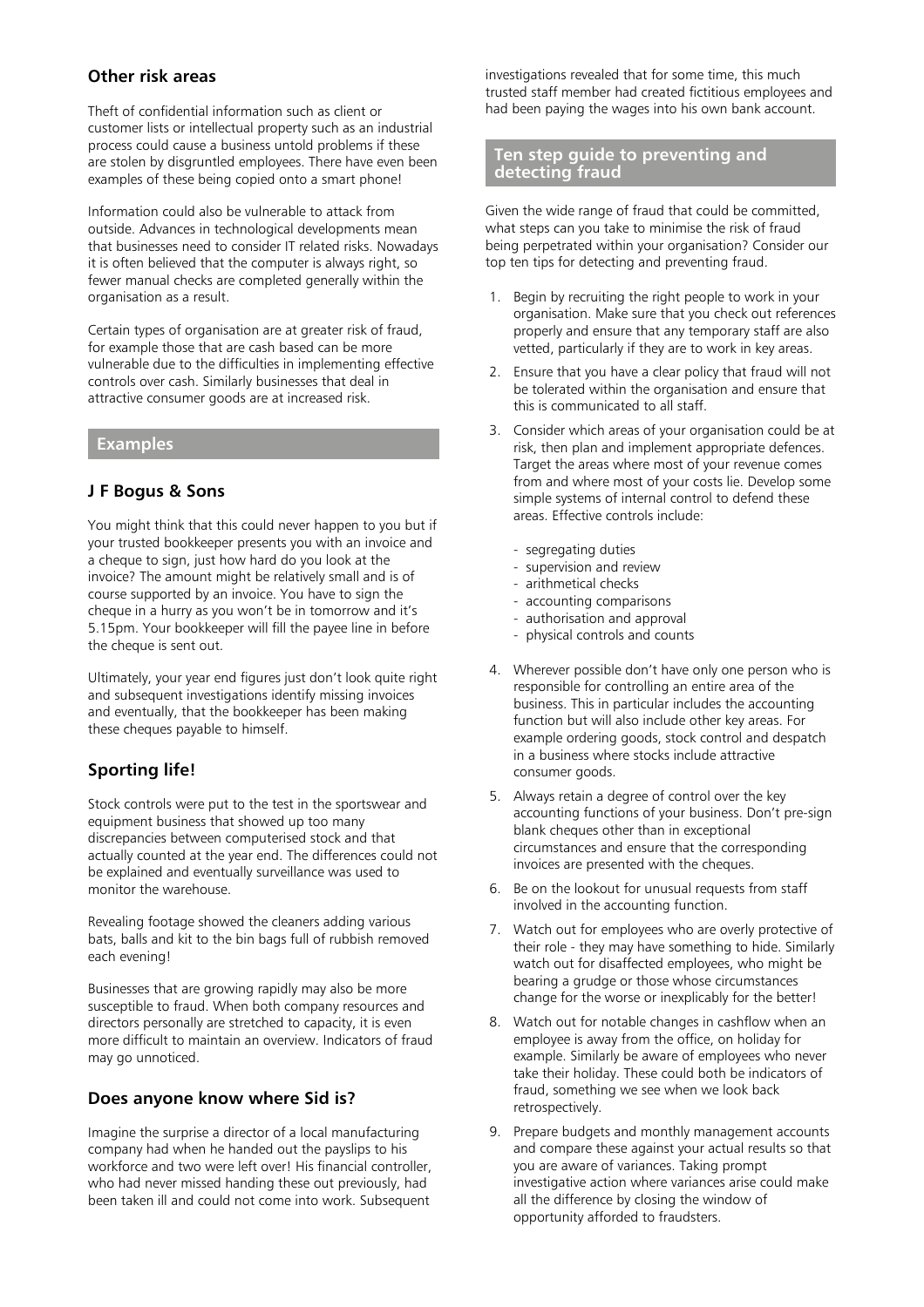### Other risk areas

Theft of confidential information such as client or customer lists or intellectual property such as an industrial process could cause a business untold problems if these are stolen by disgruntled employees. There have even been examples of these being copied onto a smart phone!

Information could also be vulnerable to attack from outside. Advances in technological developments mean that businesses need to consider IT related risks. Nowadays it is often believed that the computer is always right, so fewer manual checks are completed generally within the organisation as a result.

Certain types of organisation are at greater risk of fraud, for example those that are cash based can be more vulnerable due to the difficulties in implementing effective controls over cash. Similarly businesses that deal in attractive consumer goods are at increased risk.

## Examples

### J F Bogus & Sons

You might think that this could never happen to you but if your trusted bookkeeper presents you with an invoice and a cheque to sign, just how hard do you look at the invoice? The amount might be relatively small and is of course supported by an invoice. You have to sign the cheque in a hurry as you won't be in tomorrow and it's 5.15pm. Your bookkeeper will fill the payee line in before the cheque is sent out.

Ultimately, your year end figures just don't look quite right and subsequent investigations identify missing invoices and eventually, that the bookkeeper has been making these cheques payable to himself.

### Sporting life!

Stock controls were put to the test in the sportswear and equipment business that showed up too many discrepancies between computerised stock and that actually counted at the year end. The differences could not be explained and eventually surveillance was used to monitor the warehouse.

Revealing footage showed the cleaners adding various bats, balls and kit to the bin bags full of rubbish removed each evening!

Businesses that are growing rapidly may also be more susceptible to fraud. When both company resources and directors personally are stretched to capacity, it is even more difficult to maintain an overview. Indicators of fraud may go unnoticed.

### Does anyone know where Sid is?

Imagine the surprise a director of a local manufacturing company had when he handed out the payslips to his workforce and two were left over! His financial controller, who had never missed handing these out previously, had been taken ill and could not come into work. Subsequent investigations revealed that for some time, this much trusted staff member had created fictitious employees and had been paying the wages into his own bank account.

## Ten step guide to preventing and detecting fraud

Given the wide range of fraud that could be committed, what steps can you take to minimise the risk of fraud being perpetrated within your organisation? Consider our top ten tips for detecting and preventing fraud.

1. Begin by recruiting the right people to work in your organisation. Make sure that you check out references properly and ensure that any temporary staff are also vetted, particularly if they are to work in key areas.
2. Ensure that you have a clear policy that fraud will not be tolerated within the organisation and ensure that this is communicated to all staff.
3. Consider which areas of your organisation could be at risk, then plan and implement appropriate defences. Target the areas where most of your revenue comes from and where most of your costs lie. Develop some simple systems of internal control to defend these areas. Effective controls include:
   - segregating duties
   - supervision and review
   - arithmetical checks
   - accounting comparisons
   - authorisation and approval
   - physical controls and counts
4. Wherever possible don't have only one person who is responsible for controlling an entire area of the business. This in particular includes the accounting function but will also include other key areas. For example ordering goods, stock control and despatch in a business where stocks include attractive consumer goods.
5. Always retain a degree of control over the key accounting functions of your business. Don't pre-sign blank cheques other than in exceptional circumstances and ensure that the corresponding invoices are presented with the cheques.
6. Be on the lookout for unusual requests from staff involved in the accounting function.
7. Watch out for employees who are overly protective of their role - they may have something to hide. Similarly watch out for disaffected employees, who might be bearing a grudge or those whose circumstances change for the worse or inexplicably for the better!
8. Watch out for notable changes in cashflow when an employee is away from the office, on holiday for example. Similarly be aware of employees who never take their holiday. These could both be indicators of fraud, something we see when we look back retrospectively.
9. Prepare budgets and monthly management accounts and compare these against your actual results so that you are aware of variances. Taking prompt investigative action where variances arise could make all the difference by closing the window of opportunity afforded to fraudsters.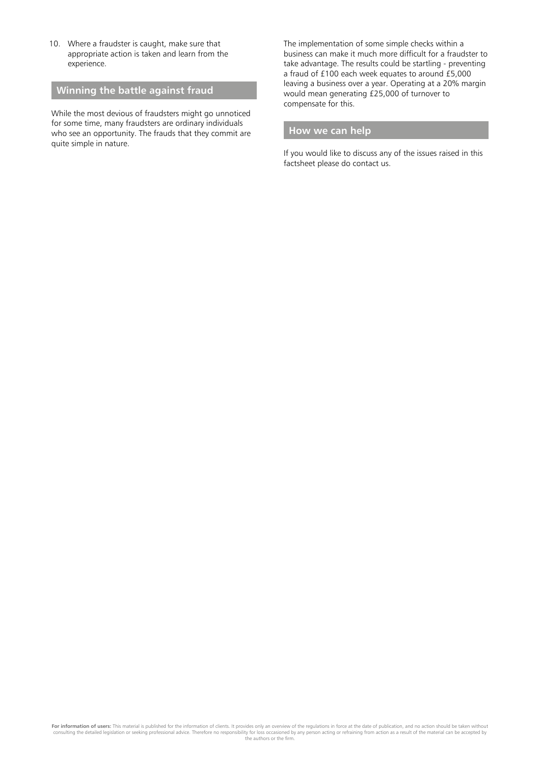10. Where a fraudster is caught, make sure that appropriate action is taken and learn from the experience.

## Winning the battle against fraud

While the most devious of fraudsters might go unnoticed for some time, many fraudsters are ordinary individuals who see an opportunity. The frauds that they commit are quite simple in nature.

The implementation of some simple checks within a business can make it much more difficult for a fraudster to take advantage. The results could be startling - preventing a fraud of £100 each week equates to around £5,000 leaving a business over a year. Operating at a 20% margin would mean generating £25,000 of turnover to compensate for this.

## How we can help

If you would like to discuss any of the issues raised in this factsheet please do contact us.

**For information of users:** This material is published for the information of clients. It provides only an overview of the regulations in force at the date of publication, and no action should be taken without consulting the detailed legislation or seeking professional advice. Therefore no responsibility for loss occasioned by any person acting or refraining from action as a result of the material can be accepted by the authors or the firm.